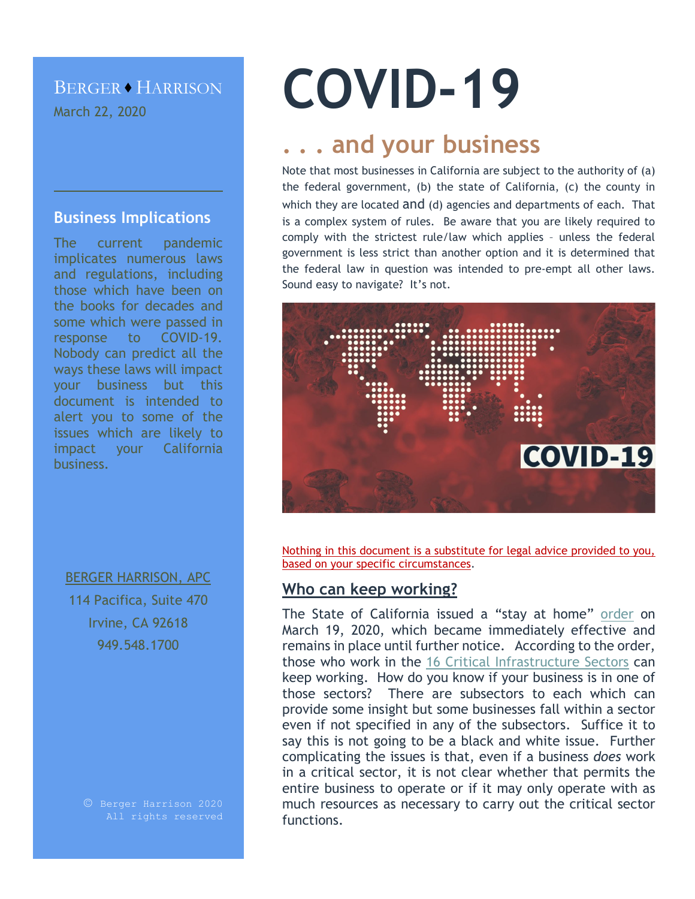BERGER ♦ HARRISON

March 22, 2020

## Business Implications

The current pandemic implicates numerous laws and regulations, including those which have been on the books for decades and some which were passed in response to COVID-19. Nobody can predict all the ways these laws will impact your business but this document is intended to alert you to some of the issues which are likely to impact your California business.

BERGER HARRISON, APC
114 Pacifica, Suite 470
Irvine, CA 92618
949.548.1700

© Berger Harrison 2020
All rights reserved

# COVID-19

## . . . and your business

Note that most businesses in California are subject to the authority of (a) the federal government, (b) the state of California, (c) the county in which they are located and (d) agencies and departments of each. That is a complex system of rules. Be aware that you are likely required to comply with the strictest rule/law which applies – unless the federal government is less strict than another option and it is determined that the federal law in question was intended to pre-empt all other laws. Sound easy to navigate? It's not.

Nothing in this document is a substitute for legal advice provided to you, based on your specific circumstances.

## Who can keep working?

The State of California issued a "stay at home" order on March 19, 2020, which became immediately effective and remains in place until further notice. According to the order, those who work in the 16 Critical Infrastructure Sectors can keep working. How do you know if your business is in one of those sectors? There are subsectors to each which can provide some insight but some businesses fall within a sector even if not specified in any of the subsectors. Suffice it to say this is not going to be a black and white issue. Further complicating the issues is that, even if a business *does* work in a critical sector, it is not clear whether that permits the entire business to operate or if it may only operate with as much resources as necessary to carry out the critical sector functions.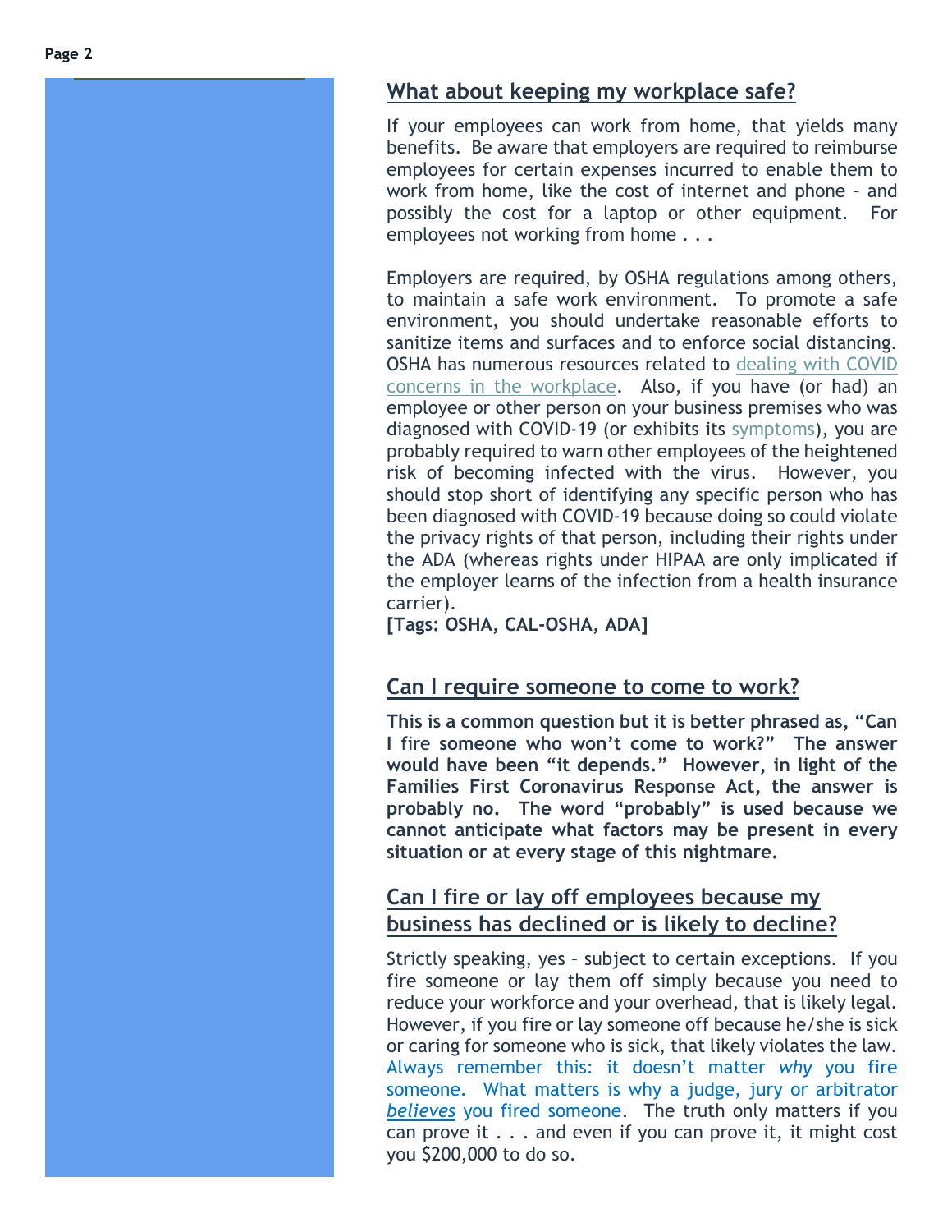## What about keeping my workplace safe?

If your employees can work from home, that yields many benefits. Be aware that employers are required to reimburse employees for certain expenses incurred to enable them to work from home, like the cost of internet and phone – and possibly the cost for a laptop or other equipment. For employees not working from home . . .

Employers are required, by OSHA regulations among others, to maintain a safe work environment. To promote a safe environment, you should undertake reasonable efforts to sanitize items and surfaces and to enforce social distancing. OSHA has numerous resources related to dealing with COVID concerns in the workplace. Also, if you have (or had) an employee or other person on your business premises who was diagnosed with COVID-19 (or exhibits its symptoms), you are probably required to warn other employees of the heightened risk of becoming infected with the virus. However, you should stop short of identifying any specific person who has been diagnosed with COVID-19 because doing so could violate the privacy rights of that person, including their rights under the ADA (whereas rights under HIPAA are only implicated if the employer learns of the infection from a health insurance carrier).

**[Tags: OSHA, CAL-OSHA, ADA]**

## Can I require someone to come to work?

**This is a common question but it is better phrased as, "Can I** fire **someone who won't come to work?" The answer would have been "it depends." However, in light of the Families First Coronavirus Response Act, the answer is probably no. The word "probably" is used because we cannot anticipate what factors may be present in every situation or at every stage of this nightmare.**

## Can I fire or lay off employees because my business has declined or is likely to decline?

Strictly speaking, yes – subject to certain exceptions. If you fire someone or lay them off simply because you need to reduce your workforce and your overhead, that is likely legal. However, if you fire or lay someone off because he/she is sick or caring for someone who is sick, that likely violates the law. Always remember this: it doesn't matter *why* you fire someone. What matters is why a judge, jury or arbitrator ***believes*** you fired someone. The truth only matters if you can prove it . . . and even if you can prove it, it might cost you $200,000 to do so.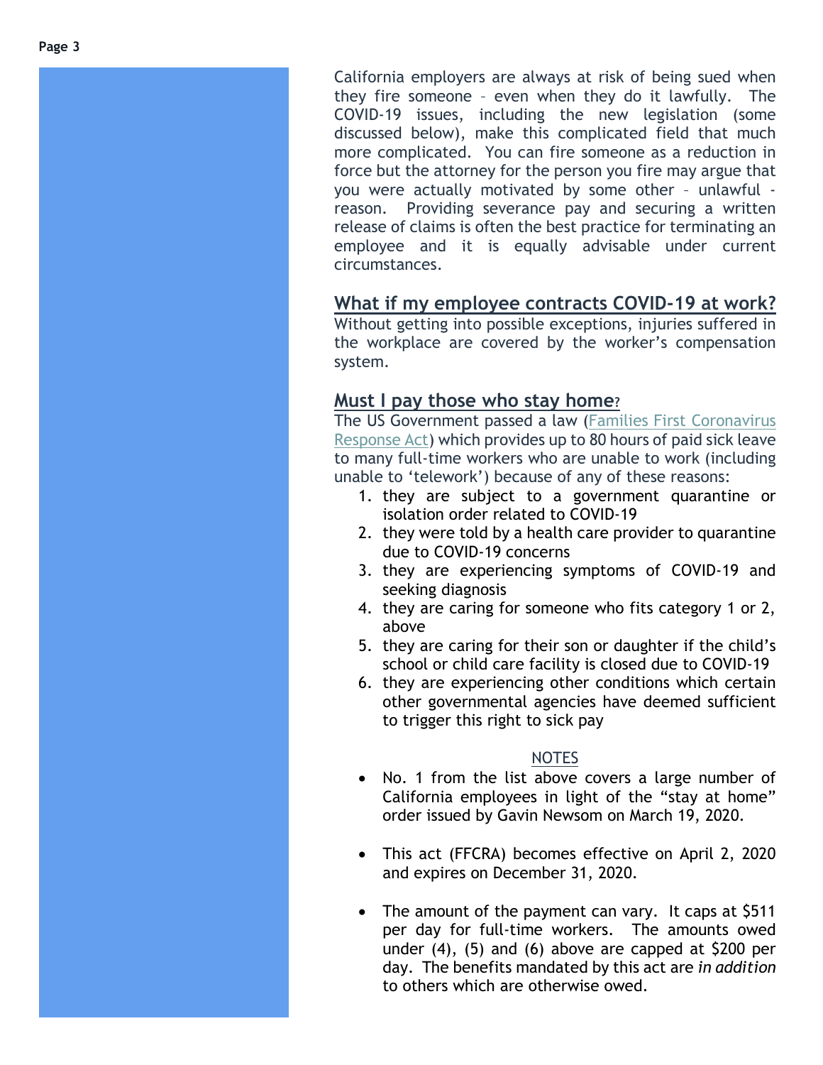California employers are always at risk of being sued when they fire someone – even when they do it lawfully. The COVID-19 issues, including the new legislation (some discussed below), make this complicated field that much more complicated. You can fire someone as a reduction in force but the attorney for the person you fire may argue that you were actually motivated by some other – unlawful - reason. Providing severance pay and securing a written release of claims is often the best practice for terminating an employee and it is equally advisable under current circumstances.

## What if my employee contracts COVID-19 at work?

Without getting into possible exceptions, injuries suffered in the workplace are covered by the worker's compensation system.

## Must I pay those who stay home?

The US Government passed a law (Families First Coronavirus Response Act) which provides up to 80 hours of paid sick leave to many full-time workers who are unable to work (including unable to 'telework') because of any of these reasons:

1. they are subject to a government quarantine or isolation order related to COVID-19
2. they were told by a health care provider to quarantine due to COVID-19 concerns
3. they are experiencing symptoms of COVID-19 and seeking diagnosis
4. they are caring for someone who fits category 1 or 2, above
5. they are caring for their son or daughter if the child's school or child care facility is closed due to COVID-19
6. they are experiencing other conditions which certain other governmental agencies have deemed sufficient to trigger this right to sick pay

NOTES

- No. 1 from the list above covers a large number of California employees in light of the "stay at home" order issued by Gavin Newsom on March 19, 2020.
- This act (FFCRA) becomes effective on April 2, 2020 and expires on December 31, 2020.
- The amount of the payment can vary. It caps at $511 per day for full-time workers. The amounts owed under (4), (5) and (6) above are capped at $200 per day. The benefits mandated by this act are *in addition* to others which are otherwise owed.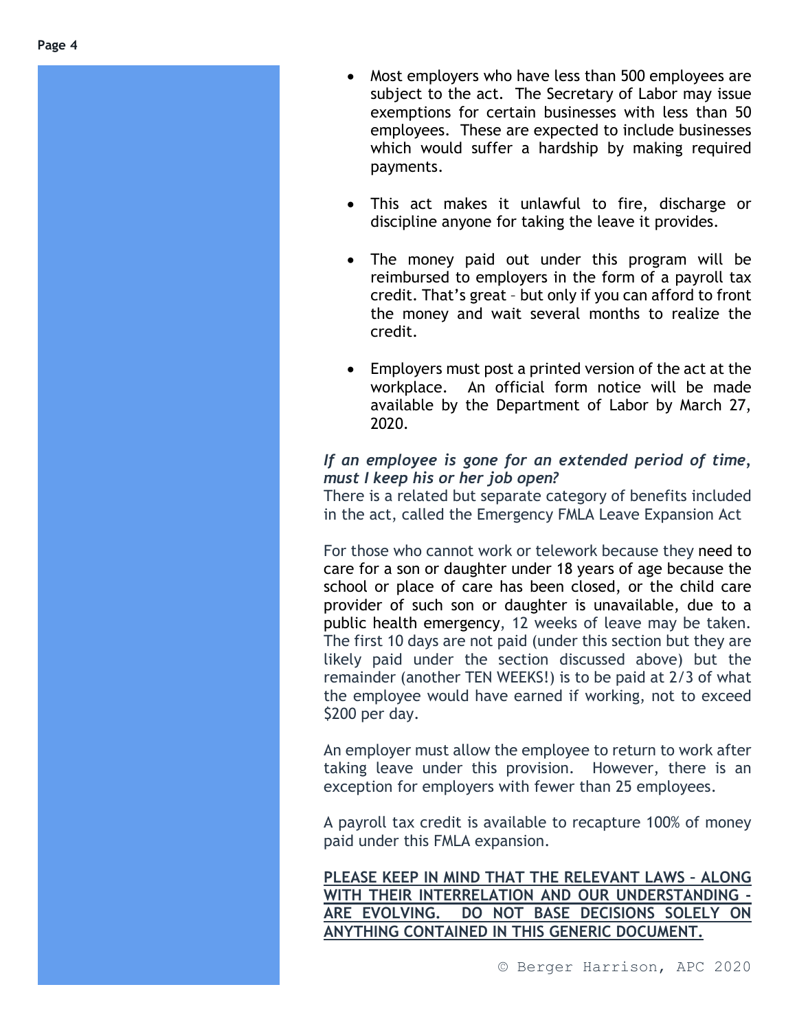- Most employers who have less than 500 employees are subject to the act. The Secretary of Labor may issue exemptions for certain businesses with less than 50 employees. These are expected to include businesses which would suffer a hardship by making required payments.

- This act makes it unlawful to fire, discharge or discipline anyone for taking the leave it provides.

- The money paid out under this program will be reimbursed to employers in the form of a payroll tax credit. That's great – but only if you can afford to front the money and wait several months to realize the credit.

- Employers must post a printed version of the act at the workplace. An official form notice will be made available by the Department of Labor by March 27, 2020.

***If an employee is gone for an extended period of time, must I keep his or her job open?***

There is a related but separate category of benefits included in the act, called the Emergency FMLA Leave Expansion Act

For those who cannot work or telework because they need to care for a son or daughter under 18 years of age because the school or place of care has been closed, or the child care provider of such son or daughter is unavailable, due to a public health emergency, 12 weeks of leave may be taken. The first 10 days are not paid (under this section but they are likely paid under the section discussed above) but the remainder (another TEN WEEKS!) is to be paid at 2/3 of what the employee would have earned if working, not to exceed $200 per day.

An employer must allow the employee to return to work after taking leave under this provision. However, there is an exception for employers with fewer than 25 employees.

A payroll tax credit is available to recapture 100% of money paid under this FMLA expansion.

**PLEASE KEEP IN MIND THAT THE RELEVANT LAWS – ALONG WITH THEIR INTERRELATION AND OUR UNDERSTANDING - ARE EVOLVING. DO NOT BASE DECISIONS SOLELY ON ANYTHING CONTAINED IN THIS GENERIC DOCUMENT.**

© Berger Harrison, APC 2020